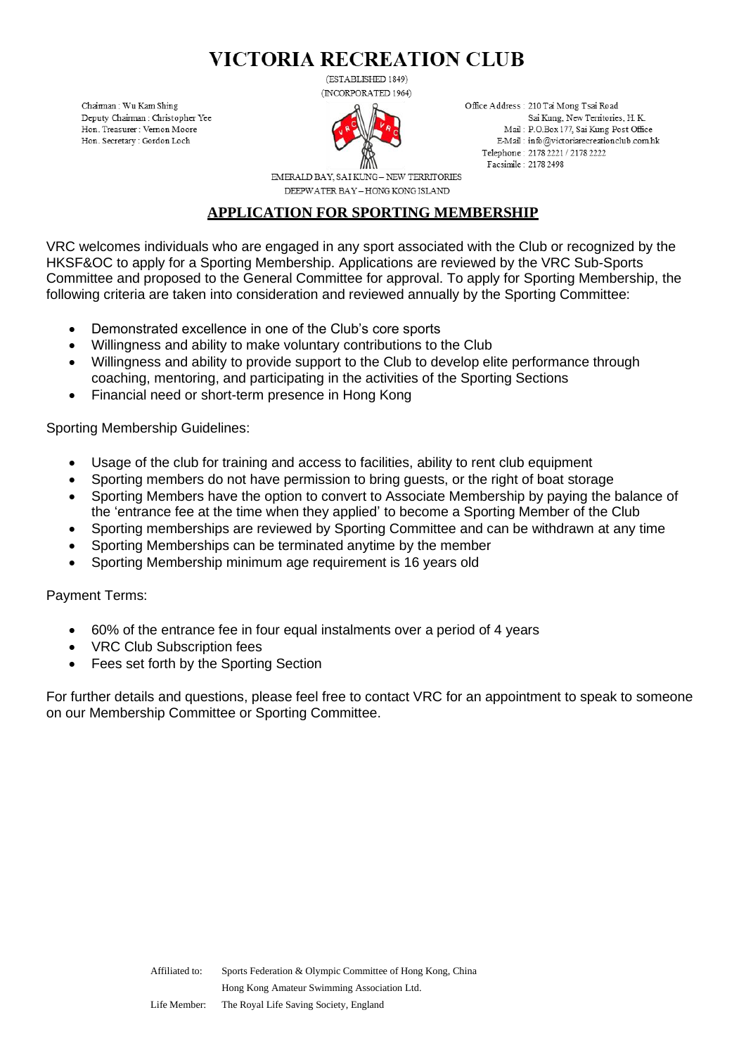# VICTORIA RECREATION CLUB

(ESTABLISHED 1849)
(INCORPORATED 1964)

Chairman : Wu Kam Shing
Deputy Chairman : Christopher Yee
Hon. Treasurer : Vernon Moore
Hon. Secretary : Gordon Loch

Office Address : 210 Tai Mong Tsai Road
Sai Kung, New Territories, H. K.
Mail : P.O.Box 177, Sai Kung Post Office
E-Mail : info@victoriarecreationclub.com.hk
Telephone : 2178 2221 / 2178 2222
Facsimile : 2178 2498

EMERALD BAY, SAI KUNG – NEW TERRITORIES
DEEPWATER BAY – HONG KONG ISLAND

## APPLICATION FOR SPORTING MEMBERSHIP

VRC welcomes individuals who are engaged in any sport associated with the Club or recognized by the HKSF&OC to apply for a Sporting Membership. Applications are reviewed by the VRC Sub-Sports Committee and proposed to the General Committee for approval. To apply for Sporting Membership, the following criteria are taken into consideration and reviewed annually by the Sporting Committee:

- Demonstrated excellence in one of the Club's core sports
- Willingness and ability to make voluntary contributions to the Club
- Willingness and ability to provide support to the Club to develop elite performance through coaching, mentoring, and participating in the activities of the Sporting Sections
- Financial need or short-term presence in Hong Kong

Sporting Membership Guidelines:

- Usage of the club for training and access to facilities, ability to rent club equipment
- Sporting members do not have permission to bring guests, or the right of boat storage
- Sporting Members have the option to convert to Associate Membership by paying the balance of the 'entrance fee at the time when they applied' to become a Sporting Member of the Club
- Sporting memberships are reviewed by Sporting Committee and can be withdrawn at any time
- Sporting Memberships can be terminated anytime by the member
- Sporting Membership minimum age requirement is 16 years old

Payment Terms:

- 60% of the entrance fee in four equal instalments over a period of 4 years
- VRC Club Subscription fees
- Fees set forth by the Sporting Section

For further details and questions, please feel free to contact VRC for an appointment to speak to someone on our Membership Committee or Sporting Committee.

Affiliated to: Sports Federation & Olympic Committee of Hong Kong, China
Hong Kong Amateur Swimming Association Ltd.
Life Member: The Royal Life Saving Society, England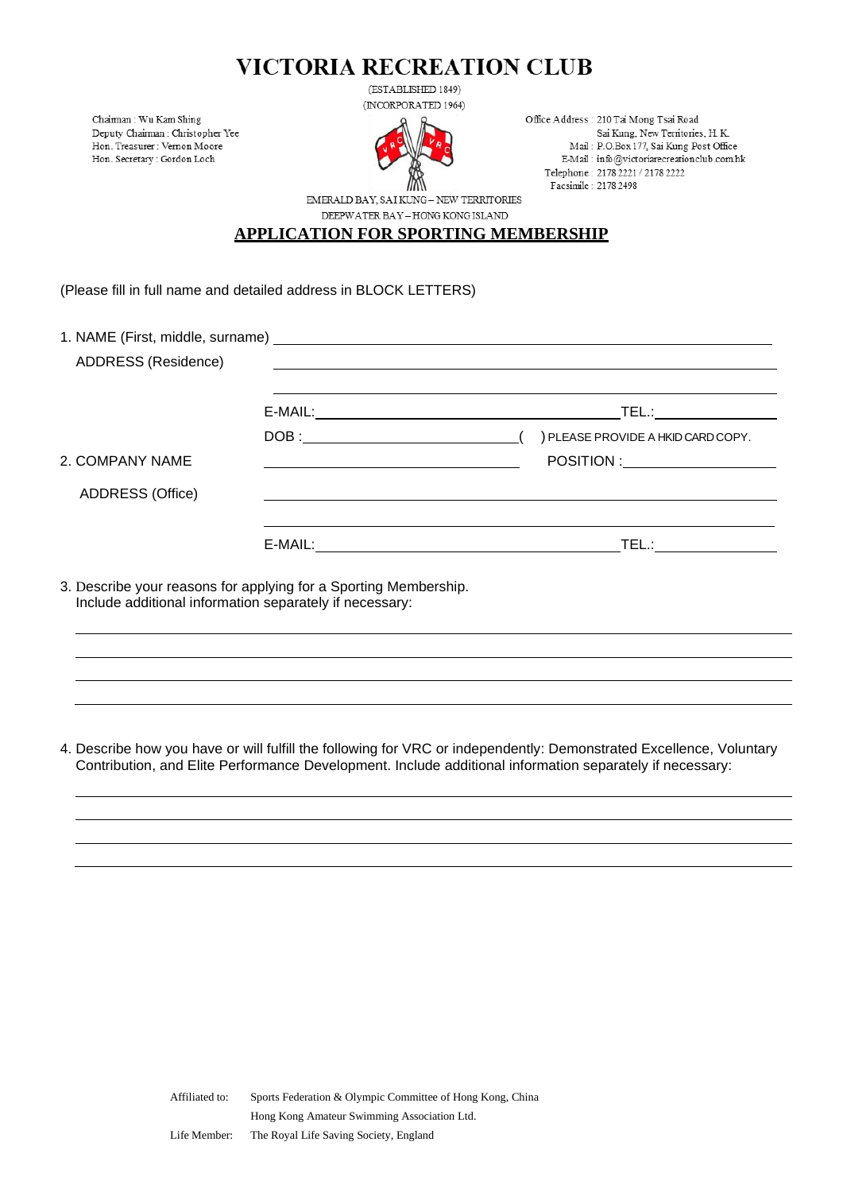# VICTORIA RECREATION CLUB

(ESTABLISHED 1849)
(INCORPORATED 1964)

Chairman : Wu Kam Shing
Deputy Chairman : Christopher Yee
Hon. Treasurer : Vernon Moore
Hon. Secretary : Gordon Loch

Office Address : 210 Tai Mong Tsai Road
Sai Kung, New Territories, H. K.
Mail : P.O.Box 177, Sai Kung Post Office
E-Mail : info@victoriarecreationclub.com.hk
Telephone : 2178 2221 / 2178 2222
Facsimile : 2178 2498

EMERALD BAY, SAI KUNG – NEW TERRITORIES
DEEPWATER BAY – HONG KONG ISLAND

## APPLICATION FOR SPORTING MEMBERSHIP

(Please fill in full name and detailed address in BLOCK LETTERS)

1. NAME (First, middle, surname) ______________________________

   ADDRESS (Residence) ______________________________

   ______________________________

   E-MAIL: ______________________________ TEL.: ______________

   DOB : ______________________ (   ) PLEASE PROVIDE A HKID CARD COPY.

2. COMPANY NAME ______________________ POSITION : ______________

   ADDRESS (Office) ______________________________

   ______________________________

   E-MAIL: ______________________________ TEL.: ______________

3. Describe your reasons for applying for a Sporting Membership.
   Include additional information separately if necessary:

   ______________________________

   ______________________________

   ______________________________

   ______________________________

4. Describe how you have or will fulfill the following for VRC or independently: Demonstrated Excellence, Voluntary Contribution, and Elite Performance Development. Include additional information separately if necessary:

   ______________________________

   ______________________________

   ______________________________

   ______________________________

Affiliated to: Sports Federation & Olympic Committee of Hong Kong, China
Hong Kong Amateur Swimming Association Ltd.

Life Member: The Royal Life Saving Society, England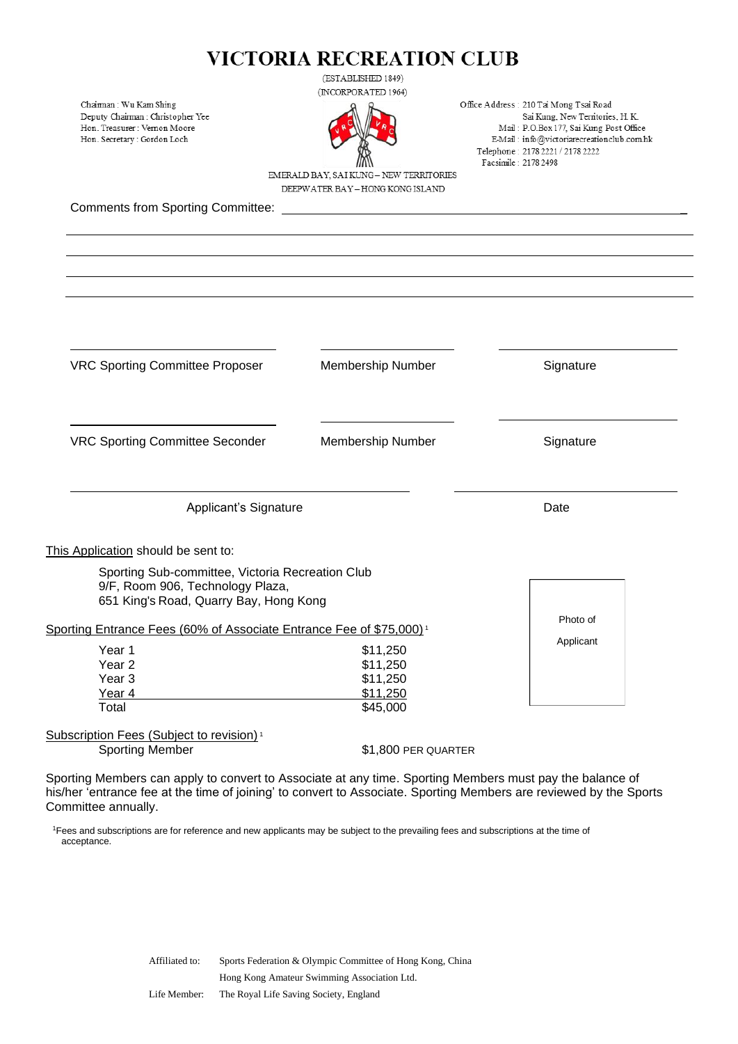# VICTORIA RECREATION CLUB

(ESTABLISHED 1849)
(INCORPORATED 1964)

Chairman : Wu Kam Shing
Deputy Chairman : Christopher Yee
Hon. Treasurer : Vernon Moore
Hon. Secretary : Gordon Loch

Office Address : 210 Tai Mong Tsai Road
Sai Kung, New Territories, H. K.
Mail : P.O.Box 177, Sai Kung Post Office
E-Mail : info@victoriarecreationclub.com.hk
Telephone : 2178 2221 / 2178 2222
Facsimile : 2178 2498

EMERALD BAY, SAI KUNG – NEW TERRITORIES
DEEPWATER BAY – HONG KONG ISLAND

Comments from Sporting Committee: ______________________________________________

______________________________________________________________________________

______________________________________________________________________________

______________________________________________________________________________

______________________________________________________________________________

| ______________________ | ______________________ | ______________________ |
|---|---|---|
| VRC Sporting Committee Proposer | Membership Number | Signature |

| ______________________ | ______________________ | ______________________ |
|---|---|---|
| VRC Sporting Committee Seconder | Membership Number | Signature |

| ______________________ | ______________________ |
|---|---|
| Applicant's Signature | Date |

This Application should be sent to:

Sporting Sub-committee, Victoria Recreation Club
9/F, Room 906, Technology Plaza,
651 King's Road, Quarry Bay, Hong Kong

Photo of Applicant

Sporting Entrance Fees (60% of Associate Entrance Fee of $75,000) [1]

| | |
|---|---|
| Year 1 | $11,250 |
| Year 2 | $11,250 |
| Year 3 | $11,250 |
| Year 4 | $11,250 |
| Total | $45,000 |

Subscription Fees (Subject to revision) [1]

| | |
|---|---|
| Sporting Member | $1,800 PER QUARTER |

Sporting Members can apply to convert to Associate at any time. Sporting Members must pay the balance of his/her 'entrance fee at the time of joining' to convert to Associate. Sporting Members are reviewed by the Sports Committee annually.

[1] Fees and subscriptions are for reference and new applicants may be subject to the prevailing fees and subscriptions at the time of acceptance.

Affiliated to: Sports Federation & Olympic Committee of Hong Kong, China
Hong Kong Amateur Swimming Association Ltd.
Life Member: The Royal Life Saving Society, England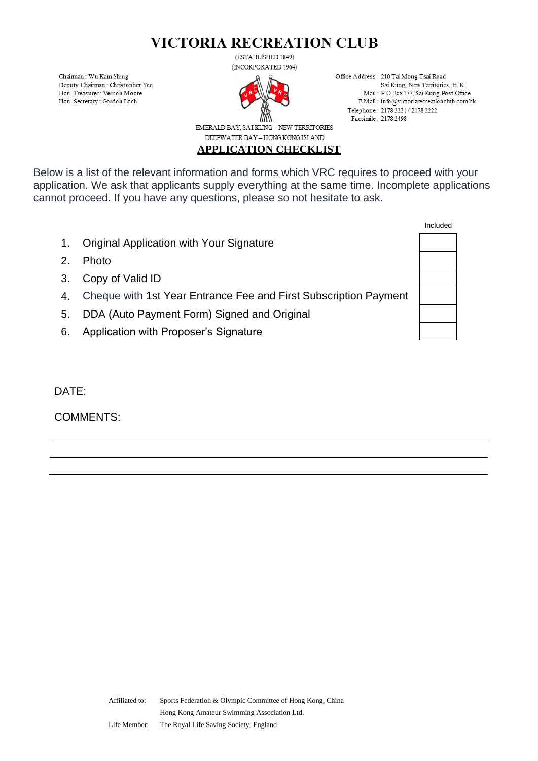# VICTORIA RECREATION CLUB

(ESTABLISHED 1849)
(INCORPORATED 1964)

Chairman : Wu Kam Shing
Deputy Chairman : Christopher Yee
Hon. Treasurer : Vernon Moore
Hon. Secretary : Gordon Loch

Office Address : 210 Tai Mong Tsai Road
Sai Kung, New Territories, H. K.
Mail : P.O.Box 177, Sai Kung Post Office
E-Mail : info@victoriarecreationclub.com.hk
Telephone : 2178 2221 / 2178 2222
Facsimile : 2178 2498

EMERALD BAY, SAI KUNG – NEW TERRITORIES
DEEPWATER BAY – HONG KONG ISLAND

## APPLICATION CHECKLIST

Below is a list of the relevant information and forms which VRC requires to proceed with your application. We ask that applicants supply everything at the same time. Incomplete applications cannot proceed. If you have any questions, please so not hesitate to ask.

| | Item | Included |
|---|---|---|
| 1. | Original Application with Your Signature | |
| 2. | Photo | |
| 3. | Copy of Valid ID | |
| 4. | Cheque with 1st Year Entrance Fee and First Subscription Payment | |
| 5. | DDA (Auto Payment Form) Signed and Original | |
| 6. | Application with Proposer's Signature | |

DATE:

COMMENTS:

______________________________________________________________________

______________________________________________________________________

______________________________________________________________________

Affiliated to: Sports Federation & Olympic Committee of Hong Kong, China
Hong Kong Amateur Swimming Association Ltd.

Life Member: The Royal Life Saving Society, England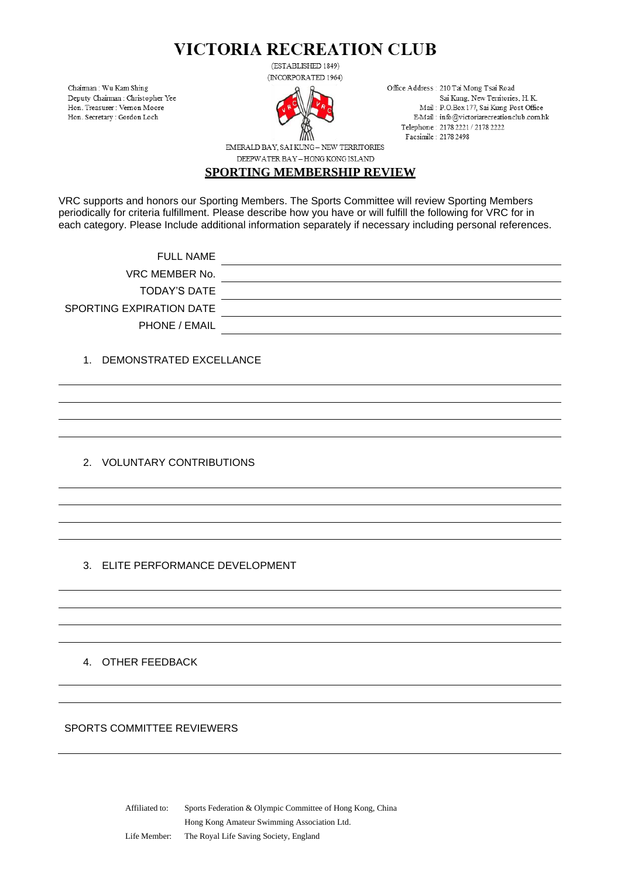# VICTORIA RECREATION CLUB

(ESTABLISHED 1849)
(INCORPORATED 1964)

Chairman : Wu Kam Shing
Deputy Chairman : Christopher Yee
Hon. Treasurer : Vernon Moore
Hon. Secretary : Gordon Loch

Office Address : 210 Tai Mong Tsai Road
Sai Kung, New Territories, H. K.
Mail : P.O.Box 177, Sai Kung Post Office
E-Mail : info@victoriarecreationclub.com.hk
Telephone : 2178 2221 / 2178 2222
Facsimile : 2178 2498

EMERALD BAY, SAI KUNG – NEW TERRITORIES
DEEPWATER BAY – HONG KONG ISLAND

## SPORTING MEMBERSHIP REVIEW

VRC supports and honors our Sporting Members. The Sports Committee will review Sporting Members periodically for criteria fulfillment. Please describe how you have or will fulfill the following for VRC for in each category. Please Include additional information separately if necessary including personal references.

FULL NAME \_\_\_\_\_\_\_\_\_\_\_\_\_\_\_\_\_\_\_\_

VRC MEMBER No. \_\_\_\_\_\_\_\_\_\_\_\_\_\_\_\_\_\_\_\_

TODAY'S DATE \_\_\_\_\_\_\_\_\_\_\_\_\_\_\_\_\_\_\_\_

SPORTING EXPIRATION DATE \_\_\_\_\_\_\_\_\_\_\_\_\_\_\_\_\_\_\_\_

PHONE / EMAIL \_\_\_\_\_\_\_\_\_\_\_\_\_\_\_\_\_\_\_\_

1. DEMONSTRATED EXCELLANCE

2. VOLUNTARY CONTRIBUTIONS

3. ELITE PERFORMANCE DEVELOPMENT

4. OTHER FEEDBACK

SPORTS COMMITTEE REVIEWERS

Affiliated to: Sports Federation & Olympic Committee of Hong Kong, China
Hong Kong Amateur Swimming Association Ltd.

Life Member: The Royal Life Saving Society, England